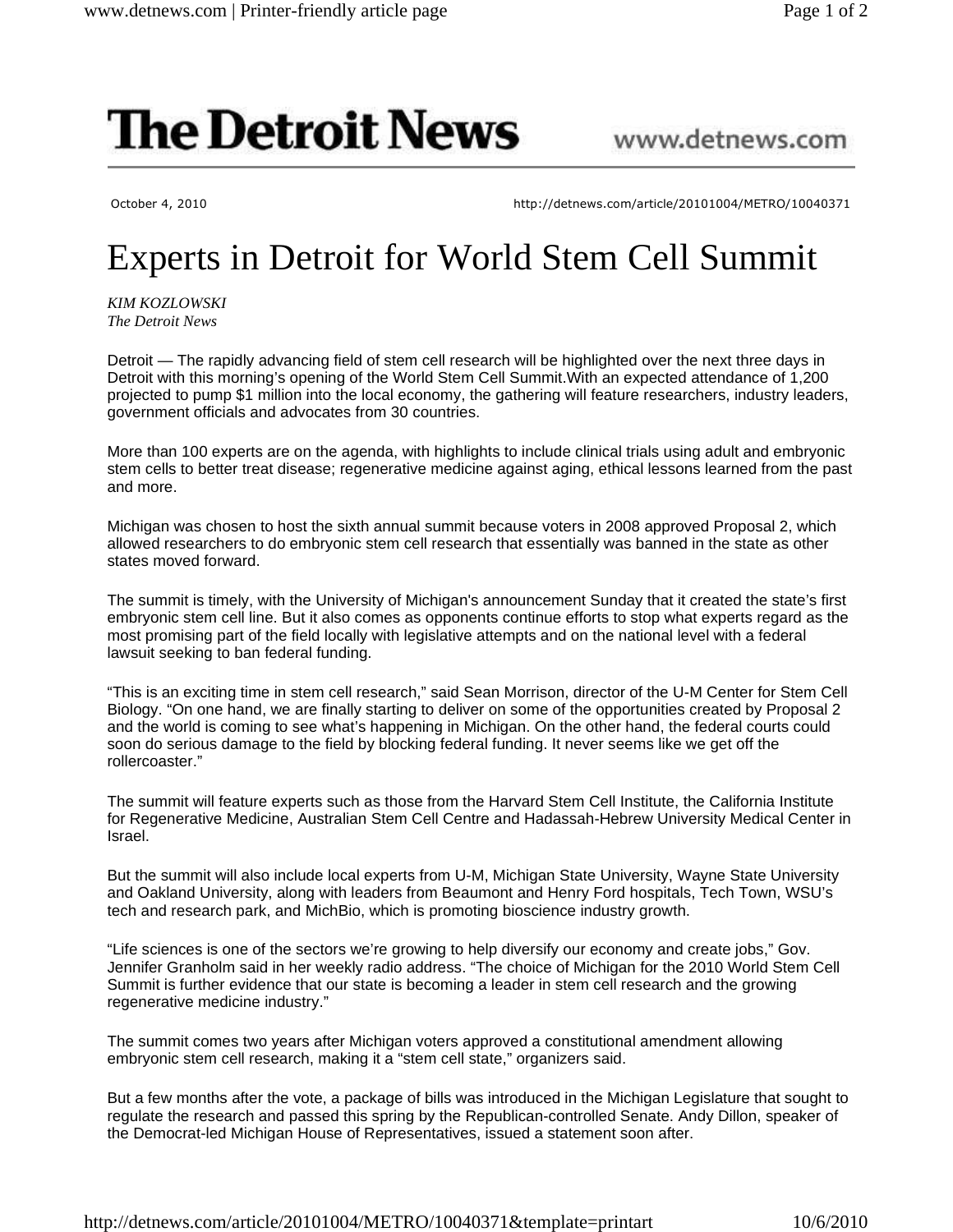# The Detroit News

www.detnews.com

October 4, 2010

http://detnews.com/article/20101004/METRO/10040371

# Experts in Detroit for World Stem Cell Summit

*KIM KOZLOWSKI*
*The Detroit News*

Detroit — The rapidly advancing field of stem cell research will be highlighted over the next three days in Detroit with this morning's opening of the World Stem Cell Summit.With an expected attendance of 1,200 projected to pump $1 million into the local economy, the gathering will feature researchers, industry leaders, government officials and advocates from 30 countries.

More than 100 experts are on the agenda, with highlights to include clinical trials using adult and embryonic stem cells to better treat disease; regenerative medicine against aging, ethical lessons learned from the past and more.

Michigan was chosen to host the sixth annual summit because voters in 2008 approved Proposal 2, which allowed researchers to do embryonic stem cell research that essentially was banned in the state as other states moved forward.

The summit is timely, with the University of Michigan's announcement Sunday that it created the state's first embryonic stem cell line. But it also comes as opponents continue efforts to stop what experts regard as the most promising part of the field locally with legislative attempts and on the national level with a federal lawsuit seeking to ban federal funding.

"This is an exciting time in stem cell research," said Sean Morrison, director of the U-M Center for Stem Cell Biology. "On one hand, we are finally starting to deliver on some of the opportunities created by Proposal 2 and the world is coming to see what's happening in Michigan. On the other hand, the federal courts could soon do serious damage to the field by blocking federal funding. It never seems like we get off the rollercoaster."

The summit will feature experts such as those from the Harvard Stem Cell Institute, the California Institute for Regenerative Medicine, Australian Stem Cell Centre and Hadassah-Hebrew University Medical Center in Israel.

But the summit will also include local experts from U-M, Michigan State University, Wayne State University and Oakland University, along with leaders from Beaumont and Henry Ford hospitals, Tech Town, WSU's tech and research park, and MichBio, which is promoting bioscience industry growth.

"Life sciences is one of the sectors we're growing to help diversify our economy and create jobs," Gov. Jennifer Granholm said in her weekly radio address. "The choice of Michigan for the 2010 World Stem Cell Summit is further evidence that our state is becoming a leader in stem cell research and the growing regenerative medicine industry."

The summit comes two years after Michigan voters approved a constitutional amendment allowing embryonic stem cell research, making it a "stem cell state," organizers said.

But a few months after the vote, a package of bills was introduced in the Michigan Legislature that sought to regulate the research and passed this spring by the Republican-controlled Senate. Andy Dillon, speaker of the Democrat-led Michigan House of Representatives, issued a statement soon after.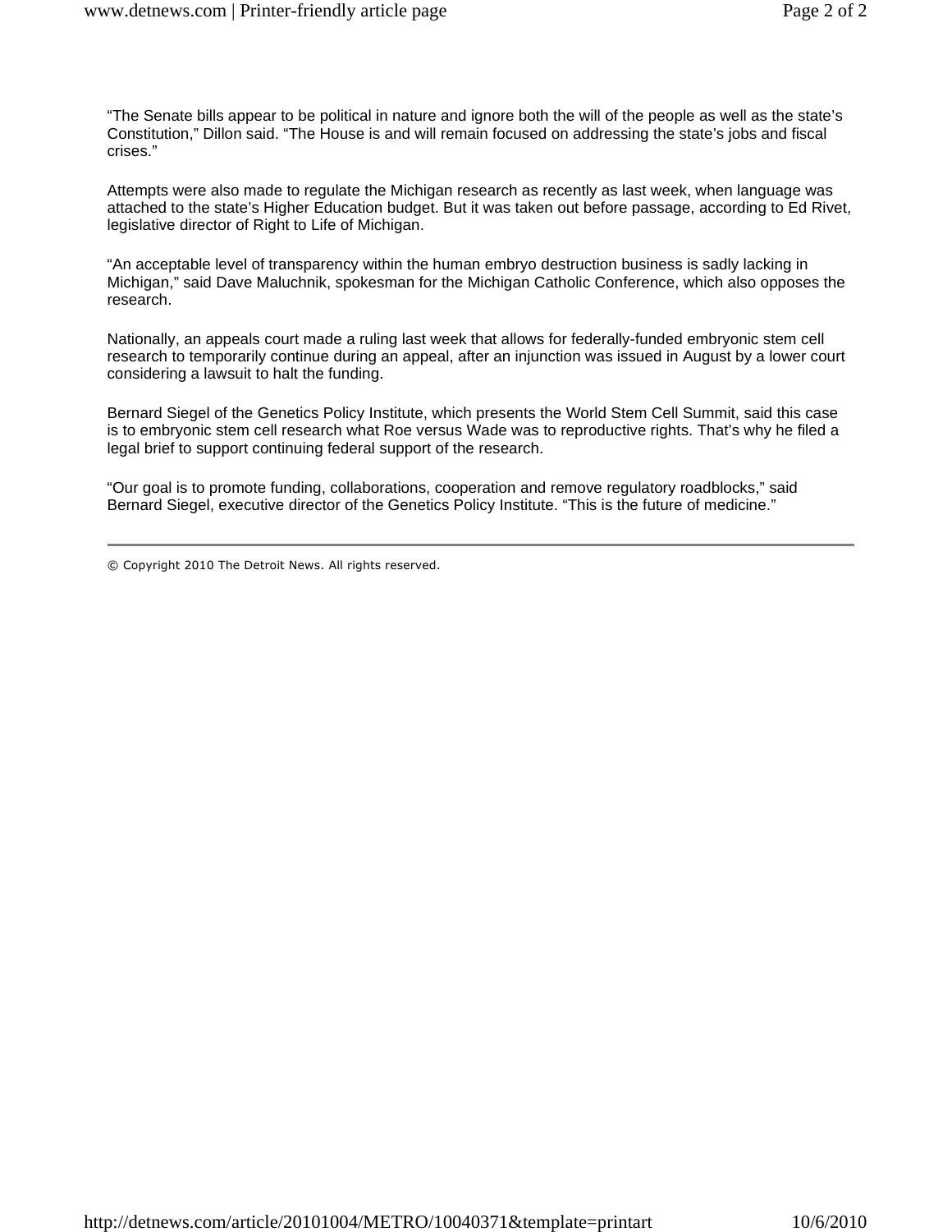"The Senate bills appear to be political in nature and ignore both the will of the people as well as the state's Constitution," Dillon said. "The House is and will remain focused on addressing the state's jobs and fiscal crises."

Attempts were also made to regulate the Michigan research as recently as last week, when language was attached to the state's Higher Education budget. But it was taken out before passage, according to Ed Rivet, legislative director of Right to Life of Michigan.

"An acceptable level of transparency within the human embryo destruction business is sadly lacking in Michigan," said Dave Maluchnik, spokesman for the Michigan Catholic Conference, which also opposes the research.

Nationally, an appeals court made a ruling last week that allows for federally-funded embryonic stem cell research to temporarily continue during an appeal, after an injunction was issued in August by a lower court considering a lawsuit to halt the funding.

Bernard Siegel of the Genetics Policy Institute, which presents the World Stem Cell Summit, said this case is to embryonic stem cell research what Roe versus Wade was to reproductive rights. That's why he filed a legal brief to support continuing federal support of the research.

"Our goal is to promote funding, collaborations, cooperation and remove regulatory roadblocks," said Bernard Siegel, executive director of the Genetics Policy Institute. "This is the future of medicine."

---

© Copyright 2010 The Detroit News. All rights reserved.